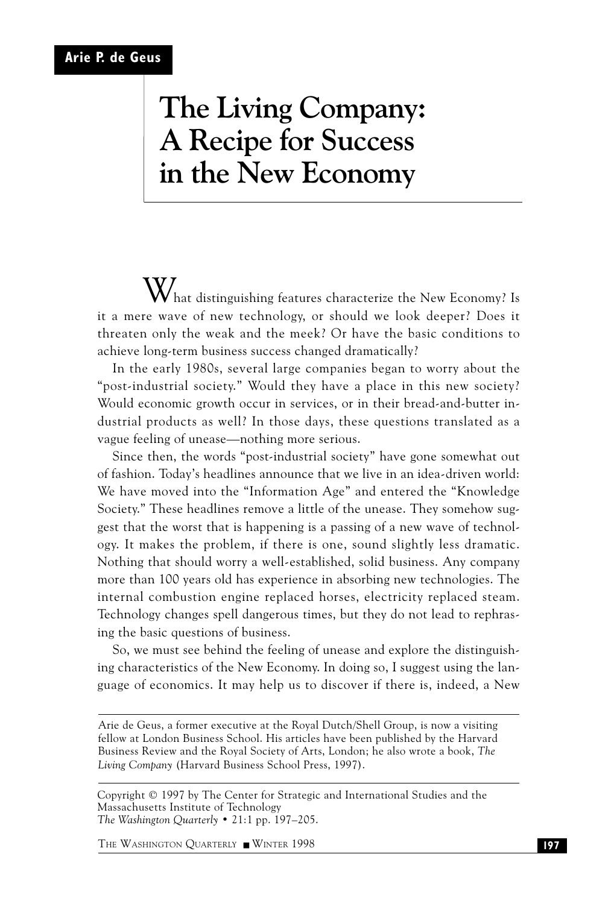**Arie P. de Geus**

# The Living Company: A Recipe for Success in the New Economy

What distinguishing features characterize the New Economy? Is it a mere wave of new technology, or should we look deeper? Does it threaten only the weak and the meek? Or have the basic conditions to achieve long-term business success changed dramatically?

In the early 1980s, several large companies began to worry about the "post-industrial society." Would they have a place in this new society? Would economic growth occur in services, or in their bread-and-butter industrial products as well? In those days, these questions translated as a vague feeling of unease—nothing more serious.

Since then, the words "post-industrial society" have gone somewhat out of fashion. Today's headlines announce that we live in an idea-driven world: We have moved into the "Information Age" and entered the "Knowledge Society." These headlines remove a little of the unease. They somehow suggest that the worst that is happening is a passing of a new wave of technology. It makes the problem, if there is one, sound slightly less dramatic. Nothing that should worry a well-established, solid business. Any company more than 100 years old has experience in absorbing new technologies. The internal combustion engine replaced horses, electricity replaced steam. Technology changes spell dangerous times, but they do not lead to rephrasing the basic questions of business.

So, we must see behind the feeling of unease and explore the distinguishing characteristics of the New Economy. In doing so, I suggest using the language of economics. It may help us to discover if there is, indeed, a New

---

Arie de Geus, a former executive at the Royal Dutch/Shell Group, is now a visiting fellow at London Business School. His articles have been published by the Harvard Business Review and the Royal Society of Arts, London; he also wrote a book, *The Living Company* (Harvard Business School Press, 1997).

Copyright © 1997 by The Center for Strategic and International Studies and the Massachusetts Institute of Technology
*The Washington Quarterly* • 21:1 pp. 197–205.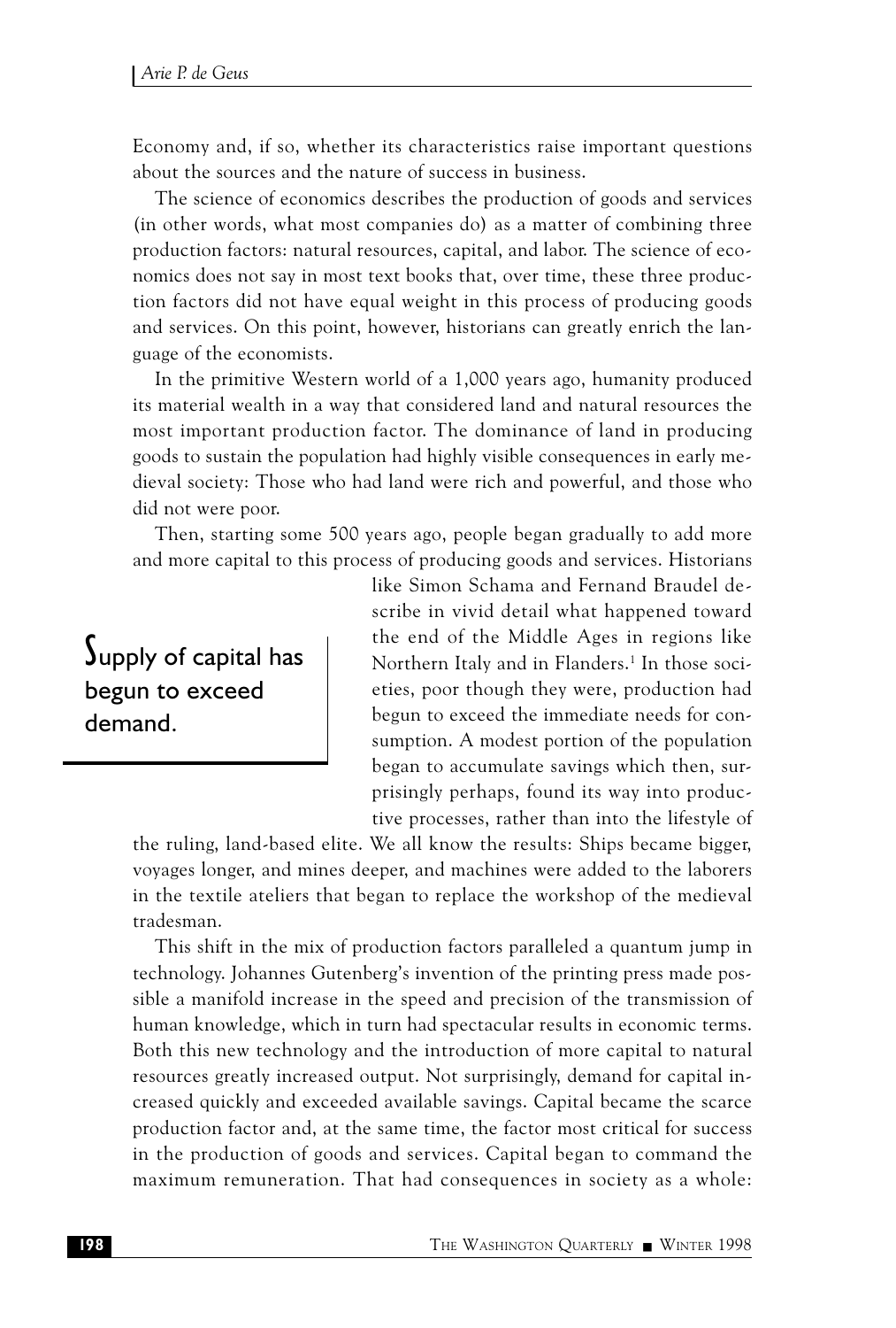Economy and, if so, whether its characteristics raise important questions about the sources and the nature of success in business.

The science of economics describes the production of goods and services (in other words, what most companies do) as a matter of combining three production factors: natural resources, capital, and labor. The science of economics does not say in most text books that, over time, these three production factors did not have equal weight in this process of producing goods and services. On this point, however, historians can greatly enrich the language of the economists.

In the primitive Western world of a 1,000 years ago, humanity produced its material wealth in a way that considered land and natural resources the most important production factor. The dominance of land in producing goods to sustain the population had highly visible consequences in early medieval society: Those who had land were rich and powerful, and those who did not were poor.

Then, starting some 500 years ago, people began gradually to add more and more capital to this process of producing goods and services. Historians like Simon Schama and Fernand Braudel describe in vivid detail what happened toward the end of the Middle Ages in regions like Northern Italy and in Flanders.[1] In those societies, poor though they were, production had begun to exceed the immediate needs for consumption. A modest portion of the population began to accumulate savings which then, surprisingly perhaps, found its way into productive processes, rather than into the lifestyle of the ruling, land-based elite. We all know the results: Ships became bigger, voyages longer, and mines deeper, and machines were added to the laborers in the textile ateliers that began to replace the workshop of the medieval tradesman.

> Supply of capital has begun to exceed demand.

This shift in the mix of production factors paralleled a quantum jump in technology. Johannes Gutenberg's invention of the printing press made possible a manifold increase in the speed and precision of the transmission of human knowledge, which in turn had spectacular results in economic terms. Both this new technology and the introduction of more capital to natural resources greatly increased output. Not surprisingly, demand for capital increased quickly and exceeded available savings. Capital became the scarce production factor and, at the same time, the factor most critical for success in the production of goods and services. Capital began to command the maximum remuneration. That had consequences in society as a whole: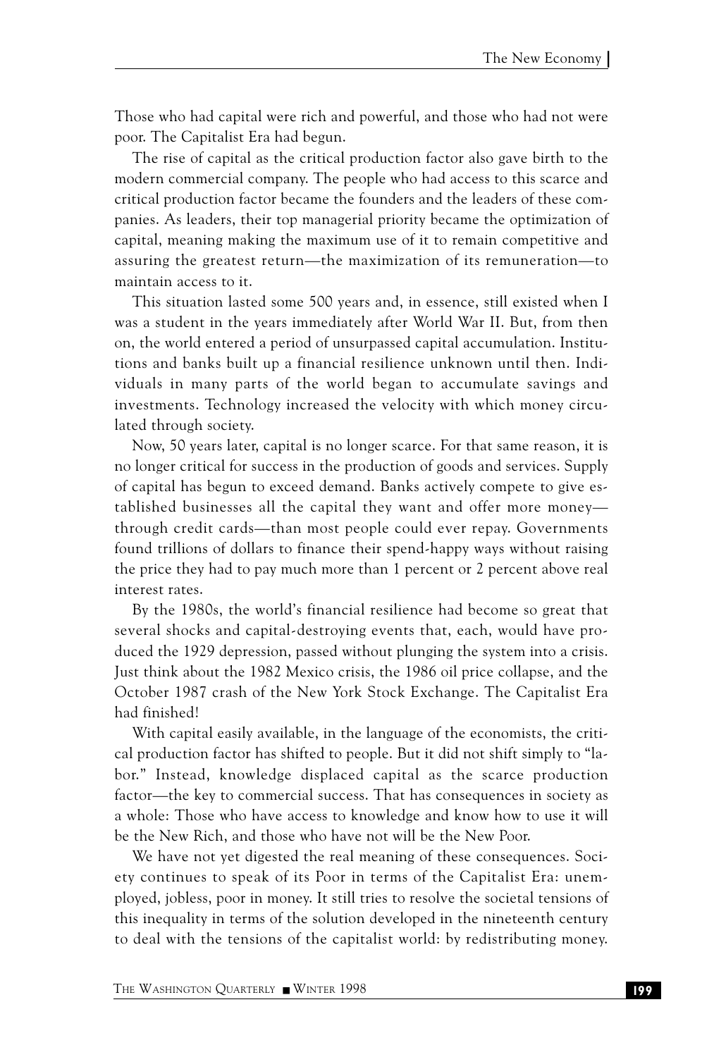Those who had capital were rich and powerful, and those who had not were poor. The Capitalist Era had begun.

The rise of capital as the critical production factor also gave birth to the modern commercial company. The people who had access to this scarce and critical production factor became the founders and the leaders of these companies. As leaders, their top managerial priority became the optimization of capital, meaning making the maximum use of it to remain competitive and assuring the greatest return—the maximization of its remuneration—to maintain access to it.

This situation lasted some 500 years and, in essence, still existed when I was a student in the years immediately after World War II. But, from then on, the world entered a period of unsurpassed capital accumulation. Institutions and banks built up a financial resilience unknown until then. Individuals in many parts of the world began to accumulate savings and investments. Technology increased the velocity with which money circulated through society.

Now, 50 years later, capital is no longer scarce. For that same reason, it is no longer critical for success in the production of goods and services. Supply of capital has begun to exceed demand. Banks actively compete to give established businesses all the capital they want and offer more money—through credit cards—than most people could ever repay. Governments found trillions of dollars to finance their spend-happy ways without raising the price they had to pay much more than 1 percent or 2 percent above real interest rates.

By the 1980s, the world's financial resilience had become so great that several shocks and capital-destroying events that, each, would have produced the 1929 depression, passed without plunging the system into a crisis. Just think about the 1982 Mexico crisis, the 1986 oil price collapse, and the October 1987 crash of the New York Stock Exchange. The Capitalist Era had finished!

With capital easily available, in the language of the economists, the critical production factor has shifted to people. But it did not shift simply to "labor." Instead, knowledge displaced capital as the scarce production factor—the key to commercial success. That has consequences in society as a whole: Those who have access to knowledge and know how to use it will be the New Rich, and those who have not will be the New Poor.

We have not yet digested the real meaning of these consequences. Society continues to speak of its Poor in terms of the Capitalist Era: unemployed, jobless, poor in money. It still tries to resolve the societal tensions of this inequality in terms of the solution developed in the nineteenth century to deal with the tensions of the capitalist world: by redistributing money.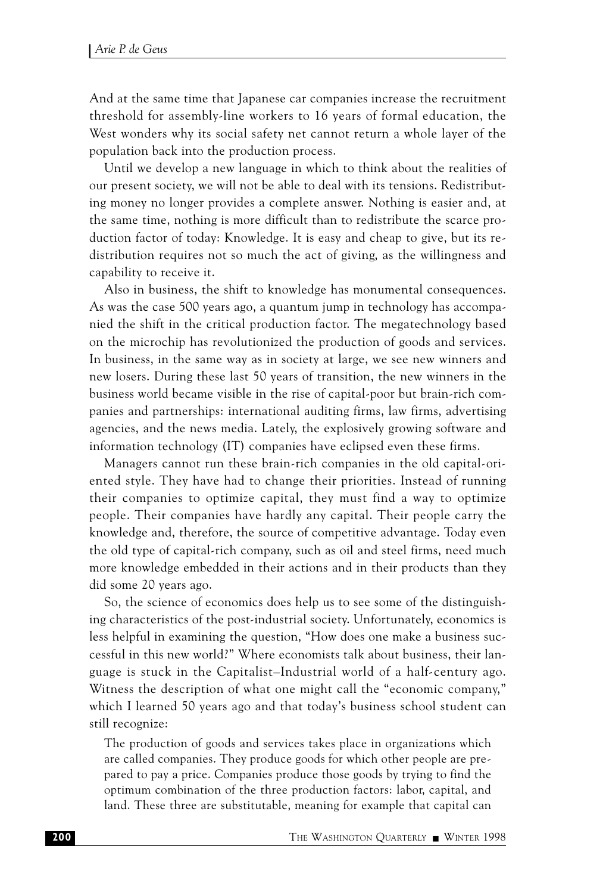And at the same time that Japanese car companies increase the recruitment threshold for assembly-line workers to 16 years of formal education, the West wonders why its social safety net cannot return a whole layer of the population back into the production process.

Until we develop a new language in which to think about the realities of our present society, we will not be able to deal with its tensions. Redistributing money no longer provides a complete answer. Nothing is easier and, at the same time, nothing is more difficult than to redistribute the scarce production factor of today: Knowledge. It is easy and cheap to give, but its redistribution requires not so much the act of giving, as the willingness and capability to receive it.

Also in business, the shift to knowledge has monumental consequences. As was the case 500 years ago, a quantum jump in technology has accompanied the shift in the critical production factor. The megatechnology based on the microchip has revolutionized the production of goods and services. In business, in the same way as in society at large, we see new winners and new losers. During these last 50 years of transition, the new winners in the business world became visible in the rise of capital-poor but brain-rich companies and partnerships: international auditing firms, law firms, advertising agencies, and the news media. Lately, the explosively growing software and information technology (IT) companies have eclipsed even these firms.

Managers cannot run these brain-rich companies in the old capital-oriented style. They have had to change their priorities. Instead of running their companies to optimize capital, they must find a way to optimize people. Their companies have hardly any capital. Their people carry the knowledge and, therefore, the source of competitive advantage. Today even the old type of capital-rich company, such as oil and steel firms, need much more knowledge embedded in their actions and in their products than they did some 20 years ago.

So, the science of economics does help us to see some of the distinguishing characteristics of the post-industrial society. Unfortunately, economics is less helpful in examining the question, "How does one make a business successful in this new world?" Where economists talk about business, their language is stuck in the Capitalist–Industrial world of a half-century ago. Witness the description of what one might call the "economic company," which I learned 50 years ago and that today's business school student can still recognize:

> The production of goods and services takes place in organizations which are called companies. They produce goods for which other people are prepared to pay a price. Companies produce those goods by trying to find the optimum combination of the three production factors: labor, capital, and land. These three are substitutable, meaning for example that capital can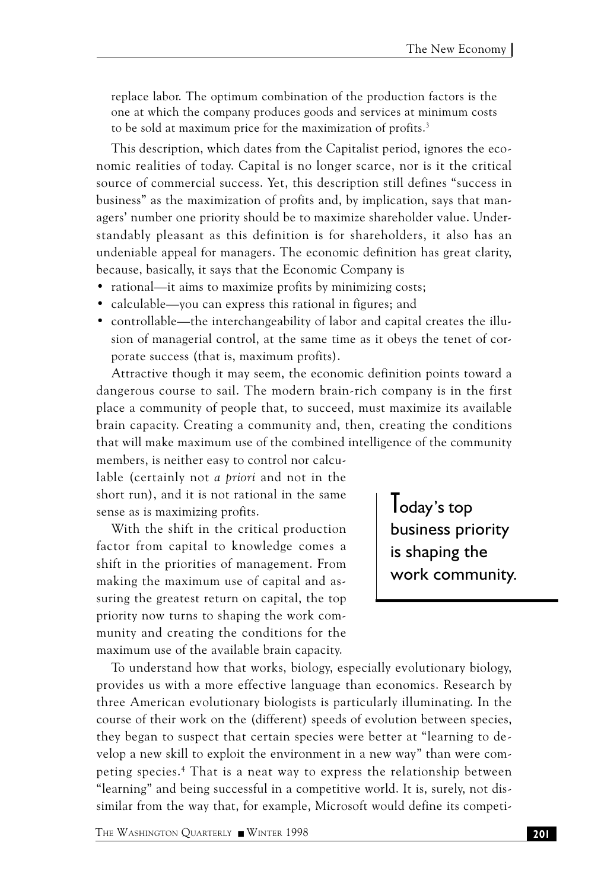replace labor. The optimum combination of the production factors is the one at which the company produces goods and services at minimum costs to be sold at maximum price for the maximization of profits.[3]

This description, which dates from the Capitalist period, ignores the economic realities of today. Capital is no longer scarce, nor is it the critical source of commercial success. Yet, this description still defines "success in business" as the maximization of profits and, by implication, says that managers' number one priority should be to maximize shareholder value. Understandably pleasant as this definition is for shareholders, it also has an undeniable appeal for managers. The economic definition has great clarity, because, basically, it says that the Economic Company is

- rational—it aims to maximize profits by minimizing costs;
- calculable—you can express this rational in figures; and
- controllable—the interchangeability of labor and capital creates the illusion of managerial control, at the same time as it obeys the tenet of corporate success (that is, maximum profits).

Attractive though it may seem, the economic definition points toward a dangerous course to sail. The modern brain-rich company is in the first place a community of people that, to succeed, must maximize its available brain capacity. Creating a community and, then, creating the conditions that will make maximum use of the combined intelligence of the community members, is neither easy to control nor calculable (certainly not *a priori* and not in the short run), and it is not rational in the same sense as is maximizing profits.

With the shift in the critical production factor from capital to knowledge comes a shift in the priorities of management. From making the maximum use of capital and assuring the greatest return on capital, the top priority now turns to shaping the work community and creating the conditions for the maximum use of the available brain capacity.

> Today's top business priority is shaping the work community.

To understand how that works, biology, especially evolutionary biology, provides us with a more effective language than economics. Research by three American evolutionary biologists is particularly illuminating. In the course of their work on the (different) speeds of evolution between species, they began to suspect that certain species were better at "learning to develop a new skill to exploit the environment in a new way" than were competing species.[4] That is a neat way to express the relationship between "learning" and being successful in a competitive world. It is, surely, not dissimilar from the way that, for example, Microsoft would define its competi-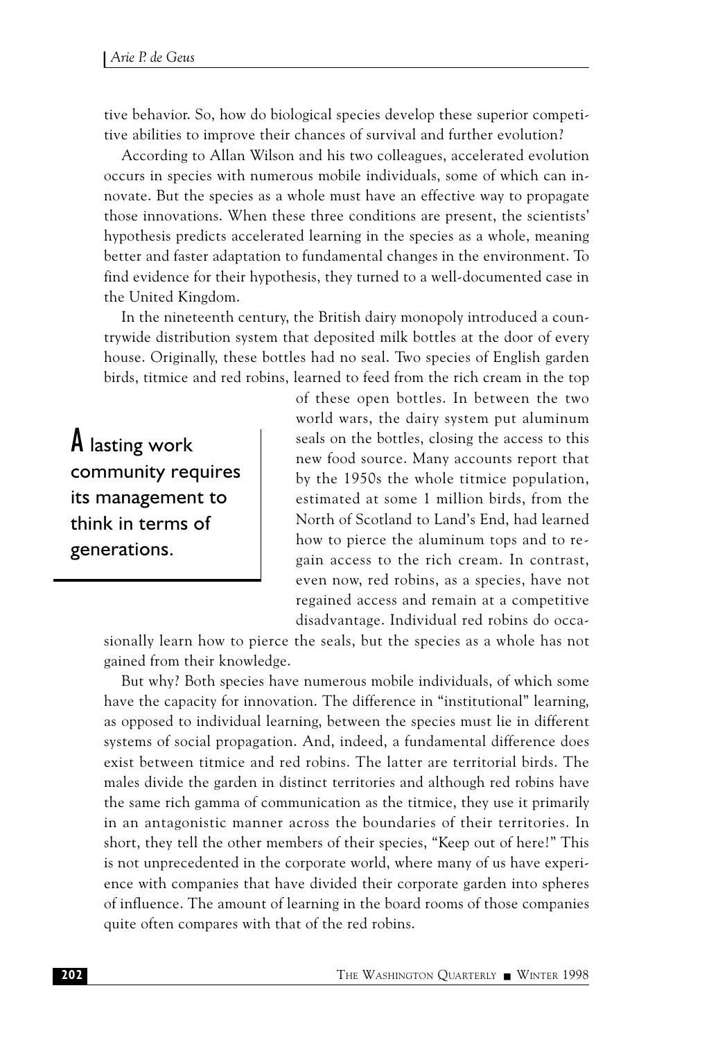tive behavior. So, how do biological species develop these superior competitive abilities to improve their chances of survival and further evolution?

According to Allan Wilson and his two colleagues, accelerated evolution occurs in species with numerous mobile individuals, some of which can innovate. But the species as a whole must have an effective way to propagate those innovations. When these three conditions are present, the scientists' hypothesis predicts accelerated learning in the species as a whole, meaning better and faster adaptation to fundamental changes in the environment. To find evidence for their hypothesis, they turned to a well-documented case in the United Kingdom.

In the nineteenth century, the British dairy monopoly introduced a countrywide distribution system that deposited milk bottles at the door of every house. Originally, these bottles had no seal. Two species of English garden birds, titmice and red robins, learned to feed from the rich cream in the top of these open bottles. In between the two world wars, the dairy system put aluminum seals on the bottles, closing the access to this new food source. Many accounts report that by the 1950s the whole titmice population, estimated at some 1 million birds, from the North of Scotland to Land's End, had learned how to pierce the aluminum tops and to regain access to the rich cream. In contrast, even now, red robins, as a species, have not regained access and remain at a competitive disadvantage. Individual red robins do occasionally learn how to pierce the seals, but the species as a whole has not gained from their knowledge.

> A lasting work community requires its management to think in terms of generations.

But why? Both species have numerous mobile individuals, of which some have the capacity for innovation. The difference in "institutional" learning, as opposed to individual learning, between the species must lie in different systems of social propagation. And, indeed, a fundamental difference does exist between titmice and red robins. The latter are territorial birds. The males divide the garden in distinct territories and although red robins have the same rich gamma of communication as the titmice, they use it primarily in an antagonistic manner across the boundaries of their territories. In short, they tell the other members of their species, "Keep out of here!" This is not unprecedented in the corporate world, where many of us have experience with companies that have divided their corporate garden into spheres of influence. The amount of learning in the board rooms of those companies quite often compares with that of the red robins.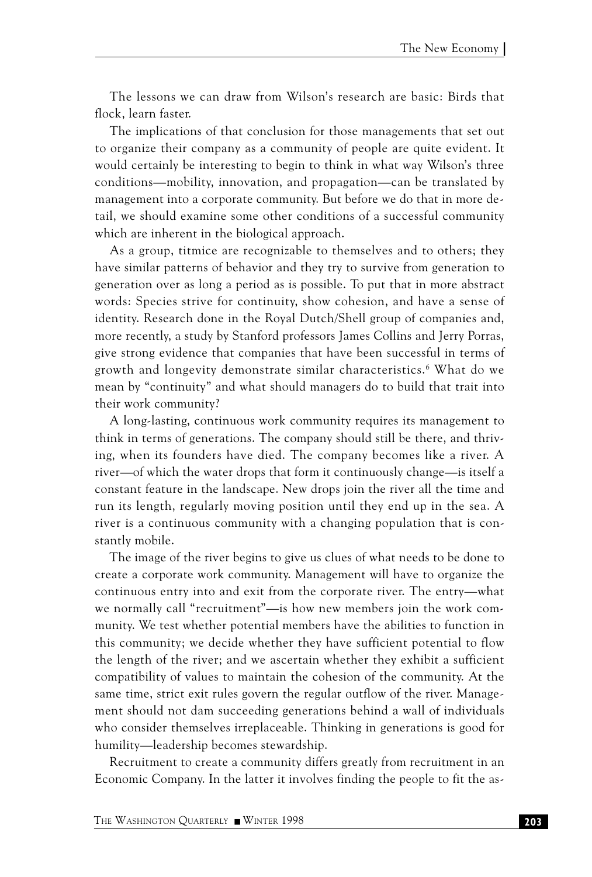The lessons we can draw from Wilson's research are basic: Birds that flock, learn faster.

The implications of that conclusion for those managements that set out to organize their company as a community of people are quite evident. It would certainly be interesting to begin to think in what way Wilson's three conditions—mobility, innovation, and propagation—can be translated by management into a corporate community. But before we do that in more detail, we should examine some other conditions of a successful community which are inherent in the biological approach.

As a group, titmice are recognizable to themselves and to others; they have similar patterns of behavior and they try to survive from generation to generation over as long a period as is possible. To put that in more abstract words: Species strive for continuity, show cohesion, and have a sense of identity. Research done in the Royal Dutch/Shell group of companies and, more recently, a study by Stanford professors James Collins and Jerry Porras, give strong evidence that companies that have been successful in terms of growth and longevity demonstrate similar characteristics.[6] What do we mean by "continuity" and what should managers do to build that trait into their work community?

A long-lasting, continuous work community requires its management to think in terms of generations. The company should still be there, and thriving, when its founders have died. The company becomes like a river. A river—of which the water drops that form it continuously change—is itself a constant feature in the landscape. New drops join the river all the time and run its length, regularly moving position until they end up in the sea. A river is a continuous community with a changing population that is constantly mobile.

The image of the river begins to give us clues of what needs to be done to create a corporate work community. Management will have to organize the continuous entry into and exit from the corporate river. The entry—what we normally call "recruitment"—is how new members join the work community. We test whether potential members have the abilities to function in this community; we decide whether they have sufficient potential to flow the length of the river; and we ascertain whether they exhibit a sufficient compatibility of values to maintain the cohesion of the community. At the same time, strict exit rules govern the regular outflow of the river. Management should not dam succeeding generations behind a wall of individuals who consider themselves irreplaceable. Thinking in generations is good for humility—leadership becomes stewardship.

Recruitment to create a community differs greatly from recruitment in an Economic Company. In the latter it involves finding the people to fit the as-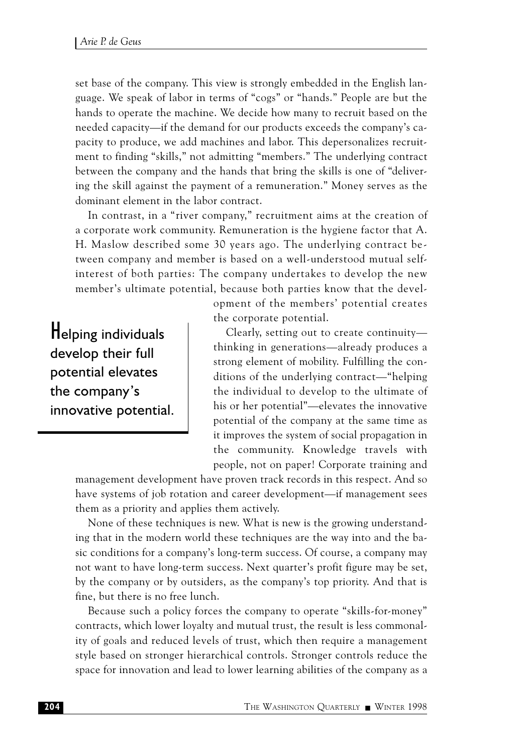set base of the company. This view is strongly embedded in the English language. We speak of labor in terms of "cogs" or "hands." People are but the hands to operate the machine. We decide how many to recruit based on the needed capacity—if the demand for our products exceeds the company's capacity to produce, we add machines and labor. This depersonalizes recruitment to finding "skills," not admitting "members." The underlying contract between the company and the hands that bring the skills is one of "delivering the skill against the payment of a remuneration." Money serves as the dominant element in the labor contract.

In contrast, in a "river company," recruitment aims at the creation of a corporate work community. Remuneration is the hygiene factor that A. H. Maslow described some 30 years ago. The underlying contract between company and member is based on a well-understood mutual self-interest of both parties: The company undertakes to develop the new member's ultimate potential, because both parties know that the development of the members' potential creates the corporate potential.

> **Helping individuals develop their full potential elevates the company's innovative potential.**

Clearly, setting out to create continuity—thinking in generations—already produces a strong element of mobility. Fulfilling the conditions of the underlying contract—"helping the individual to develop to the ultimate of his or her potential"—elevates the innovative potential of the company at the same time as it improves the system of social propagation in the community. Knowledge travels with people, not on paper! Corporate training and management development have proven track records in this respect. And so have systems of job rotation and career development—if management sees them as a priority and applies them actively.

None of these techniques is new. What is new is the growing understanding that in the modern world these techniques are the way into and the basic conditions for a company's long-term success. Of course, a company may not want to have long-term success. Next quarter's profit figure may be set, by the company or by outsiders, as the company's top priority. And that is fine, but there is no free lunch.

Because such a policy forces the company to operate "skills-for-money" contracts, which lower loyalty and mutual trust, the result is less commonality of goals and reduced levels of trust, which then require a management style based on stronger hierarchical controls. Stronger controls reduce the space for innovation and lead to lower learning abilities of the company as a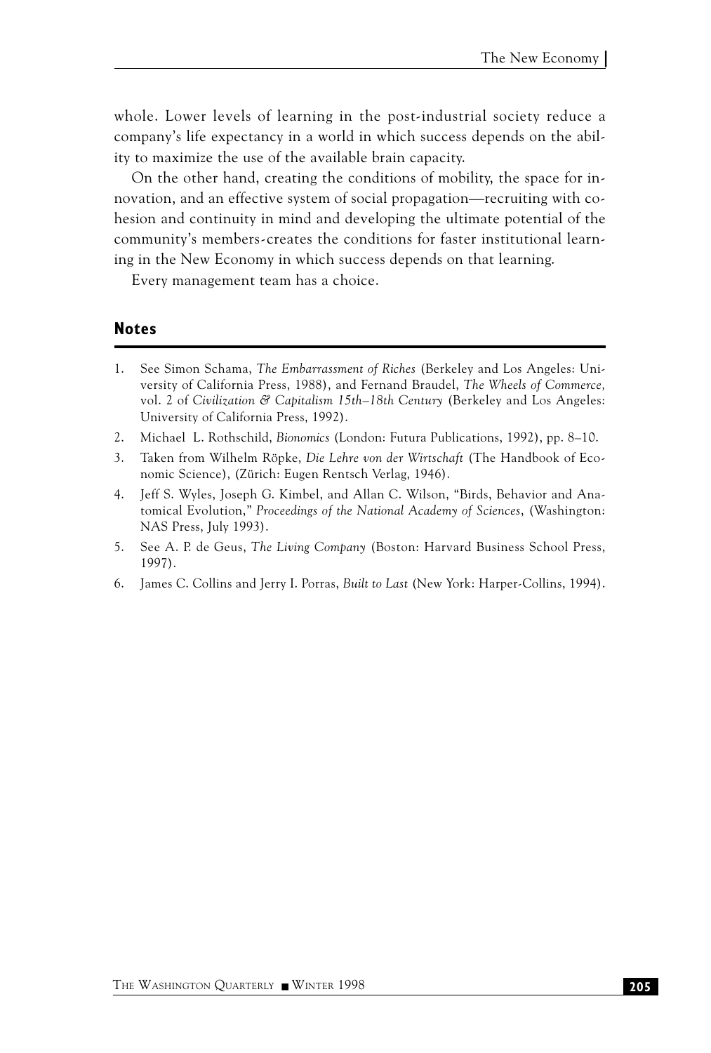whole. Lower levels of learning in the post-industrial society reduce a company's life expectancy in a world in which success depends on the ability to maximize the use of the available brain capacity.

On the other hand, creating the conditions of mobility, the space for innovation, and an effective system of social propagation—recruiting with cohesion and continuity in mind and developing the ultimate potential of the community's members-creates the conditions for faster institutional learning in the New Economy in which success depends on that learning.

Every management team has a choice.

## Notes

1. See Simon Schama, *The Embarrassment of Riches* (Berkeley and Los Angeles: University of California Press, 1988), and Fernand Braudel, *The Wheels of Commerce,* vol. 2 of *Civilization & Capitalism 15th–18th Century* (Berkeley and Los Angeles: University of California Press, 1992).
2. Michael L. Rothschild, *Bionomics* (London: Futura Publications, 1992), pp. 8–10.
3. Taken from Wilhelm Röpke, *Die Lehre von der Wirtschaft* (The Handbook of Economic Science), (Zürich: Eugen Rentsch Verlag, 1946).
4. Jeff S. Wyles, Joseph G. Kimbel, and Allan C. Wilson, "Birds, Behavior and Anatomical Evolution," *Proceedings of the National Academy of Sciences*, (Washington: NAS Press, July 1993).
5. See A. P. de Geus, *The Living Company* (Boston: Harvard Business School Press, 1997).
6. James C. Collins and Jerry I. Porras, *Built to Last* (New York: Harper-Collins, 1994).